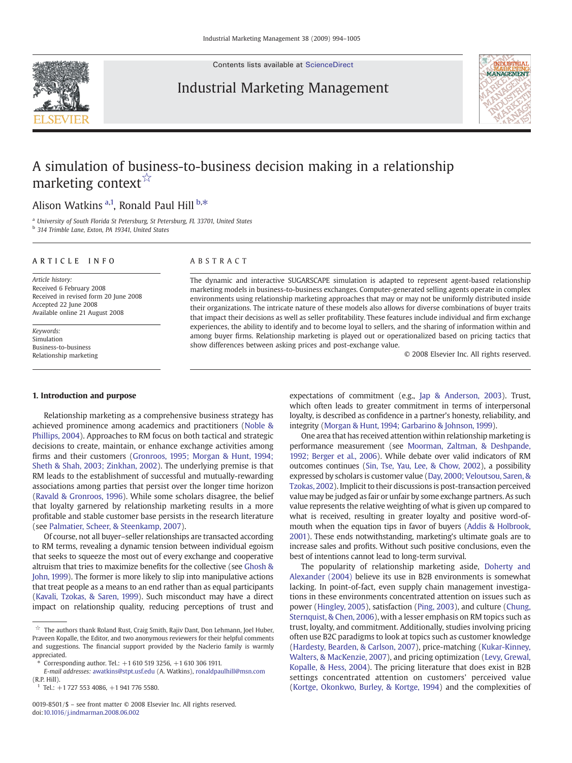# A simulation of business-to-business decision making in a relationship marketing context ☆

Alison Watkins [a,1], Ronald Paul Hill [b,*]

[a] University of South Florida St Petersburg, St Petersburg, FL 33701, United States
[b] 314 Trimble Lane, Exton, PA 19341, United States

## ARTICLE INFO

*Article history:*
Received 6 February 2008
Received in revised form 20 June 2008
Accepted 22 June 2008
Available online 21 August 2008

*Keywords:*
Simulation
Business-to-business
Relationship marketing

## ABSTRACT

The dynamic and interactive SUGARSCAPE simulation is adapted to represent agent-based relationship marketing models in business-to-business exchanges. Computer-generated selling agents operate in complex environments using relationship marketing approaches that may or may not be uniformly distributed inside their organizations. The intricate nature of these models also allows for diverse combinations of buyer traits that impact their decisions as well as seller profitability. These features include individual and firm exchange experiences, the ability to identify and to become loyal to sellers, and the sharing of information within and among buyer firms. Relationship marketing is played out or operationalized based on pricing tactics that show differences between asking prices and post-exchange value.

© 2008 Elsevier Inc. All rights reserved.

## 1. Introduction and purpose

Relationship marketing as a comprehensive business strategy has achieved prominence among academics and practitioners (Noble & Phillips, 2004). Approaches to RM focus on both tactical and strategic decisions to create, maintain, or enhance exchange activities among firms and their customers (Gronroos, 1995; Morgan & Hunt, 1994; Sheth & Shah, 2003; Zinkhan, 2002). The underlying premise is that RM leads to the establishment of successful and mutually-rewarding associations among parties that persist over the longer time horizon (Ravald & Gronroos, 1996). While some scholars disagree, the belief that loyalty garnered by relationship marketing results in a more profitable and stable customer base persists in the research literature (see Palmatier, Scheer, & Steenkamp, 2007).

Of course, not all buyer–seller relationships are transacted according to RM terms, revealing a dynamic tension between individual egoism that seeks to squeeze the most out of every exchange and cooperative altruism that tries to maximize benefits for the collective (see Ghosh & John, 1999). The former is more likely to slip into manipulative actions that treat people as a means to an end rather than as equal participants (Kavali, Tzokas, & Saren, 1999). Such misconduct may have a direct impact on relationship quality, reducing perceptions of trust and expectations of commitment (e.g., Jap & Anderson, 2003). Trust, which often leads to greater commitment in terms of interpersonal loyalty, is described as confidence in a partner's honesty, reliability, and integrity (Morgan & Hunt, 1994; Garbarino & Johnson, 1999).

One area that has received attention within relationship marketing is performance measurement (see Moorman, Zaltman, & Deshpande, 1992; Berger et al., 2006). While debate over valid indicators of RM outcomes continues (Sin, Tse, Yau, Lee, & Chow, 2002), a possibility expressed by scholars is customer value (Day, 2000; Veloutsou, Saren, & Tzokas, 2002). Implicit to their discussions is post-transaction perceived value may be judged as fair or unfair by some exchange partners. As such value represents the relative weighting of what is given up compared to what is received, resulting in greater loyalty and positive word-of-mouth when the equation tips in favor of buyers (Addis & Holbrook, 2001). These ends notwithstanding, marketing's ultimate goals are to increase sales and profits. Without such positive conclusions, even the best of intentions cannot lead to long-term survival.

The popularity of relationship marketing aside, Doherty and Alexander (2004) believe its use in B2B environments is somewhat lacking. In point-of-fact, even supply chain management investigations in these environments concentrated attention on issues such as power (Hingley, 2005), satisfaction (Ping, 2003), and culture (Chung, Sternquist, & Chen, 2006), with a lesser emphasis on RM topics such as trust, loyalty, and commitment. Additionally, studies involving pricing often use B2C paradigms to look at topics such as customer knowledge (Hardesty, Bearden, & Carlson, 2007), price-matching (Kukar-Kinney, Walters, & MacKenzie, 2007), and pricing optimization (Levy, Grewal, Kopalle, & Hess, 2004). The pricing literature that does exist in B2B settings concentrated attention on customers' perceived value (Kortge, Okonkwo, Burley, & Kortge, 1994) and the complexities of

---

☆ The authors thank Roland Rust, Craig Smith, Rajiv Dant, Don Lehmann, Joel Huber, Praveen Kopalle, the Editor, and two anonymous reviewers for their helpful comments and suggestions. The financial support provided by the Naclerio family is warmly appreciated.

\* Corresponding author. Tel.: +1 610 519 3256, +1 610 306 1911.
*E-mail addresses:* awatkins@stpt.usf.edu (A. Watkins), ronaldpaulhill@msn.com (R.P. Hill).

[1] Tel.: +1 727 553 4086, +1 941 776 5580.

0019-8501/$ – see front matter © 2008 Elsevier Inc. All rights reserved.
doi:10.1016/j.indmarman.2008.06.002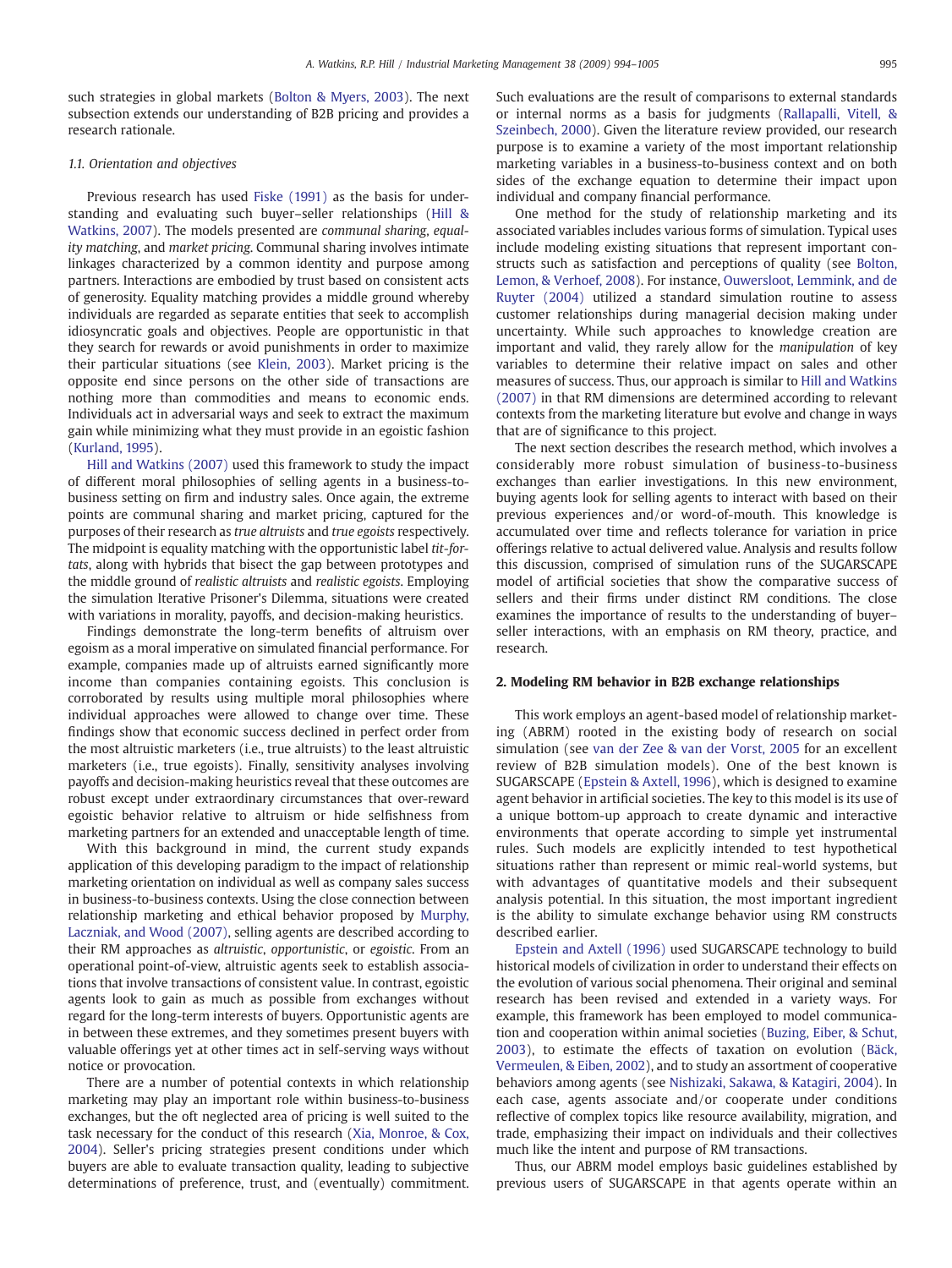such strategies in global markets (Bolton & Myers, 2003). The next subsection extends our understanding of B2B pricing and provides a research rationale.

### 1.1. Orientation and objectives

Previous research has used Fiske (1991) as the basis for understanding and evaluating such buyer–seller relationships (Hill & Watkins, 2007). The models presented are *communal sharing*, *equality matching*, and *market pricing*. Communal sharing involves intimate linkages characterized by a common identity and purpose among partners. Interactions are embodied by trust based on consistent acts of generosity. Equality matching provides a middle ground whereby individuals are regarded as separate entities that seek to accomplish idiosyncratic goals and objectives. People are opportunistic in that they search for rewards or avoid punishments in order to maximize their particular situations (see Klein, 2003). Market pricing is the opposite end since persons on the other side of transactions are nothing more than commodities and means to economic ends. Individuals act in adversarial ways and seek to extract the maximum gain while minimizing what they must provide in an egoistic fashion (Kurland, 1995).

Hill and Watkins (2007) used this framework to study the impact of different moral philosophies of selling agents in a business-to-business setting on firm and industry sales. Once again, the extreme points are communal sharing and market pricing, captured for the purposes of their research as *true altruists* and *true egoists* respectively. The midpoint is equality matching with the opportunistic label *tit-for-tats*, along with hybrids that bisect the gap between prototypes and the middle ground of *realistic altruists* and *realistic egoists*. Employing the simulation Iterative Prisoner's Dilemma, situations were created with variations in morality, payoffs, and decision-making heuristics.

Findings demonstrate the long-term benefits of altruism over egoism as a moral imperative on simulated financial performance. For example, companies made up of altruists earned significantly more income than companies containing egoists. This conclusion is corroborated by results using multiple moral philosophies where individual approaches were allowed to change over time. These findings show that economic success declined in perfect order from the most altruistic marketers (i.e., true altruists) to the least altruistic marketers (i.e., true egoists). Finally, sensitivity analyses involving payoffs and decision-making heuristics reveal that these outcomes are robust except under extraordinary circumstances that over-reward egoistic behavior relative to altruism or hide selfishness from marketing partners for an extended and unacceptable length of time.

With this background in mind, the current study expands application of this developing paradigm to the impact of relationship marketing orientation on individual as well as company sales success in business-to-business contexts. Using the close connection between relationship marketing and ethical behavior proposed by Murphy, Laczniak, and Wood (2007), selling agents are described according to their RM approaches as *altruistic*, *opportunistic*, or *egoistic*. From an operational point-of-view, altruistic agents seek to establish associations that involve transactions of consistent value. In contrast, egoistic agents look to gain as much as possible from exchanges without regard for the long-term interests of buyers. Opportunistic agents are in between these extremes, and they sometimes present buyers with valuable offerings yet at other times act in self-serving ways without notice or provocation.

There are a number of potential contexts in which relationship marketing may play an important role within business-to-business exchanges, but the oft neglected area of pricing is well suited to the task necessary for the conduct of this research (Xia, Monroe, & Cox, 2004). Seller's pricing strategies present conditions under which buyers are able to evaluate transaction quality, leading to subjective determinations of preference, trust, and (eventually) commitment. Such evaluations are the result of comparisons to external standards or internal norms as a basis for judgments (Rallapalli, Vitell, & Szeinbech, 2000). Given the literature review provided, our research purpose is to examine a variety of the most important relationship marketing variables in a business-to-business context and on both sides of the exchange equation to determine their impact upon individual and company financial performance.

One method for the study of relationship marketing and its associated variables includes various forms of simulation. Typical uses include modeling existing situations that represent important constructs such as satisfaction and perceptions of quality (see Bolton, Lemon, & Verhoef, 2008). For instance, Ouwersloot, Lemmink, and de Ruyter (2004) utilized a standard simulation routine to assess customer relationships during managerial decision making under uncertainty. While such approaches to knowledge creation are important and valid, they rarely allow for the *manipulation* of key variables to determine their relative impact on sales and other measures of success. Thus, our approach is similar to Hill and Watkins (2007) in that RM dimensions are determined according to relevant contexts from the marketing literature but evolve and change in ways that are of significance to this project.

The next section describes the research method, which involves a considerably more robust simulation of business-to-business exchanges than earlier investigations. In this new environment, buying agents look for selling agents to interact with based on their previous experiences and/or word-of-mouth. This knowledge is accumulated over time and reflects tolerance for variation in price offerings relative to actual delivered value. Analysis and results follow this discussion, comprised of simulation runs of the SUGARSCAPE model of artificial societies that show the comparative success of sellers and their firms under distinct RM conditions. The close examines the importance of results to the understanding of buyer–seller interactions, with an emphasis on RM theory, practice, and research.

## 2. Modeling RM behavior in B2B exchange relationships

This work employs an agent-based model of relationship marketing (ABRM) rooted in the existing body of research on social simulation (see van der Zee & van der Vorst, 2005 for an excellent review of B2B simulation models). One of the best known is SUGARSCAPE (Epstein & Axtell, 1996), which is designed to examine agent behavior in artificial societies. The key to this model is its use of a unique bottom-up approach to create dynamic and interactive environments that operate according to simple yet instrumental rules. Such models are explicitly intended to test hypothetical situations rather than represent or mimic real-world systems, but with advantages of quantitative models and their subsequent analysis potential. In this situation, the most important ingredient is the ability to simulate exchange behavior using RM constructs described earlier.

Epstein and Axtell (1996) used SUGARSCAPE technology to build historical models of civilization in order to understand their effects on the evolution of various social phenomena. Their original and seminal research has been revised and extended in a variety ways. For example, this framework has been employed to model communication and cooperation within animal societies (Buzing, Eiber, & Schut, 2003), to estimate the effects of taxation on evolution (Bäck, Vermeulen, & Eiben, 2002), and to study an assortment of cooperative behaviors among agents (see Nishizaki, Sakawa, & Katagiri, 2004). In each case, agents associate and/or cooperate under conditions reflective of complex topics like resource availability, migration, and trade, emphasizing their impact on individuals and their collectives much like the intent and purpose of RM transactions.

Thus, our ABRM model employs basic guidelines established by previous users of SUGARSCAPE in that agents operate within an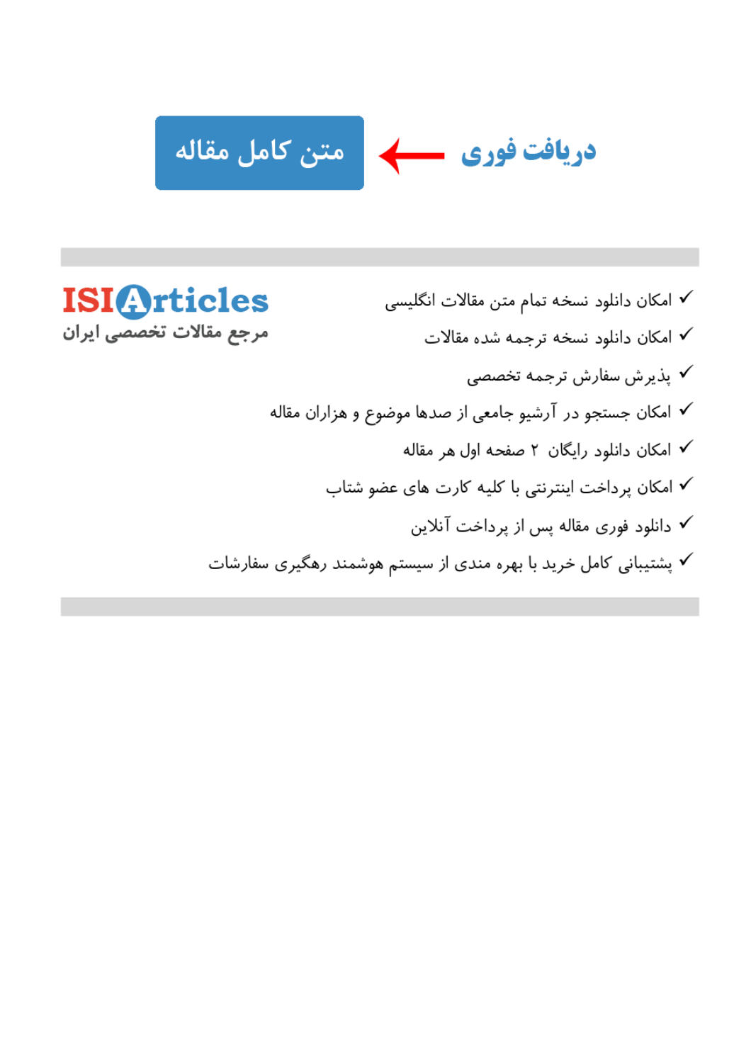دریافت فوری ← **متن کامل مقاله**

**ISIArticles**
مرجع مقالات تخصصی ایران

- ✓ امکان دانلود نسخه تمام متن مقالات انگلیسی
- ✓ امکان دانلود نسخه ترجمه شده مقالات
- ✓ پذیرش سفارش ترجمه تخصصی
- ✓ امکان جستجو در آرشیو جامعی از صدها موضوع و هزاران مقاله
- ✓ امکان دانلود رایگان ۲ صفحه اول هر مقاله
- ✓ امکان پرداخت اینترنتی با کلیه کارت های عضو شتاب
- ✓ دانلود فوری مقاله پس از پرداخت آنلاین
- ✓ پشتیبانی کامل خرید با بهره مندی از سیستم هوشمند رهگیری سفارشات